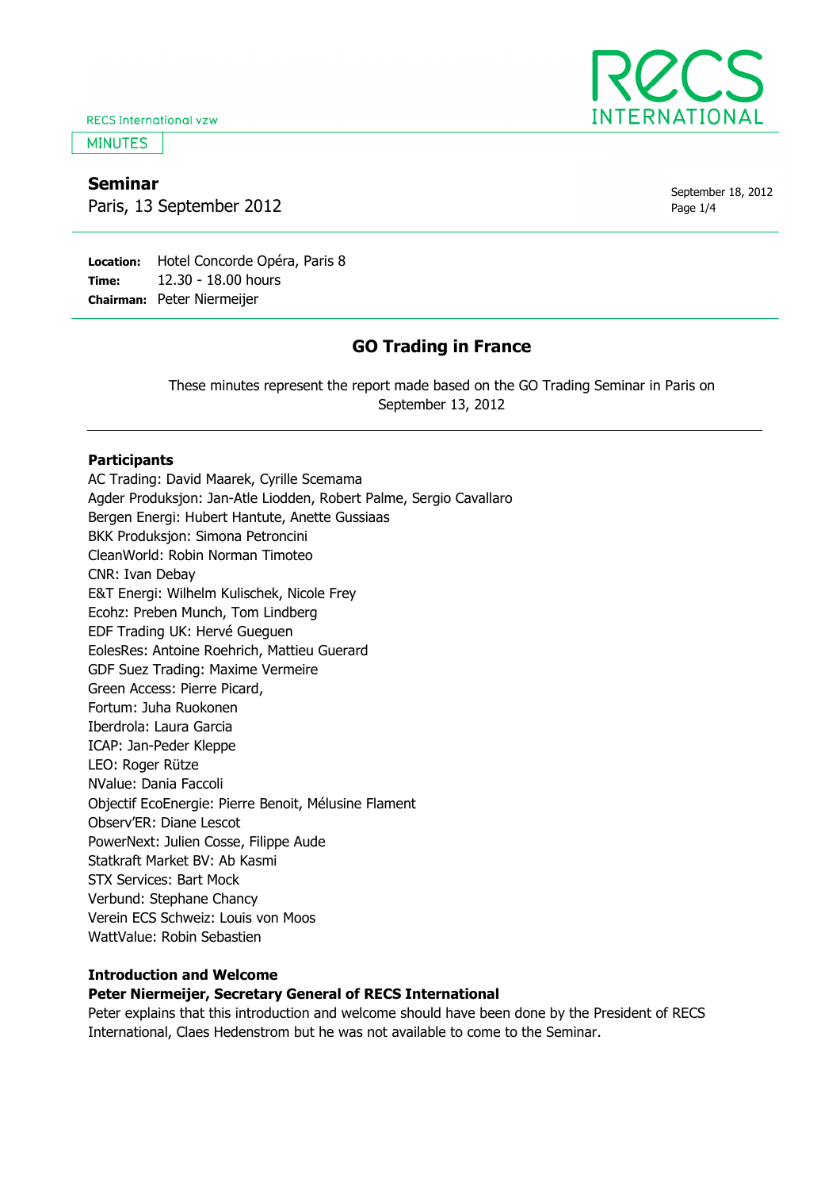RECS International vzw

MINUTES

## Seminar

Paris, 13 September 2012

September 18, 2012

**Location:** Hotel Concorde Opéra, Paris 8
**Time:** 12.30 - 18.00 hours
**Chairman:** Peter Niermeijer

# GO Trading in France

These minutes represent the report made based on the GO Trading Seminar in Paris on September 13, 2012

### Participants

AC Trading: David Maarek, Cyrille Scemama
Agder Produksjon: Jan-Atle Liodden, Robert Palme, Sergio Cavallaro
Bergen Energi: Hubert Hantute, Anette Gussiaas
BKK Produksjon: Simona Petroncini
CleanWorld: Robin Norman Timoteo
CNR: Ivan Debay
E&T Energi: Wilhelm Kulischek, Nicole Frey
Ecohz: Preben Munch, Tom Lindberg
EDF Trading UK: Hervé Gueguen
EolesRes: Antoine Roehrich, Mattieu Guerard
GDF Suez Trading: Maxime Vermeire
Green Access: Pierre Picard,
Fortum: Juha Ruokonen
Iberdrola: Laura Garcia
ICAP: Jan-Peder Kleppe
LEO: Roger Rütze
NValue: Dania Faccoli
Objectif EcoEnergie: Pierre Benoit, Mélusine Flament
Observ'ER: Diane Lescot
PowerNext: Julien Cosse, Filippe Aude
Statkraft Market BV: Ab Kasmi
STX Services: Bart Mock
Verbund: Stephane Chancy
Verein ECS Schweiz: Louis von Moos
WattValue: Robin Sebastien

### Introduction and Welcome

**Peter Niermeijer, Secretary General of RECS International**

Peter explains that this introduction and welcome should have been done by the President of RECS International, Claes Hedenstrom but he was not available to come to the Seminar.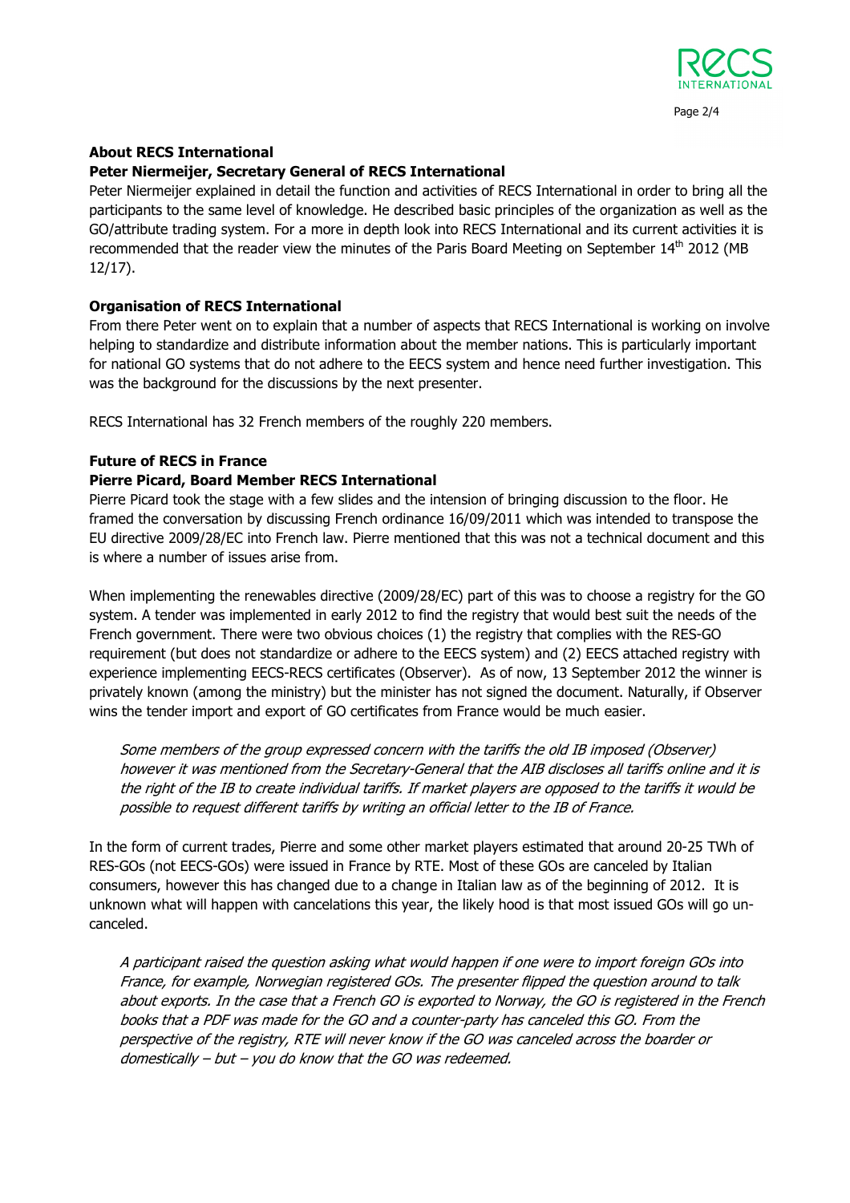### About RECS International

**Peter Niermeijer, Secretary General of RECS International**

Peter Niermeijer explained in detail the function and activities of RECS International in order to bring all the participants to the same level of knowledge. He described basic principles of the organization as well as the GO/attribute trading system. For a more in depth look into RECS International and its current activities it is recommended that the reader view the minutes of the Paris Board Meeting on September 14th 2012 (MB 12/17).

### Organisation of RECS International

From there Peter went on to explain that a number of aspects that RECS International is working on involve helping to standardize and distribute information about the member nations. This is particularly important for national GO systems that do not adhere to the EECS system and hence need further investigation. This was the background for the discussions by the next presenter.

RECS International has 32 French members of the roughly 220 members.

### Future of RECS in France

**Pierre Picard, Board Member RECS International**

Pierre Picard took the stage with a few slides and the intension of bringing discussion to the floor. He framed the conversation by discussing French ordinance 16/09/2011 which was intended to transpose the EU directive 2009/28/EC into French law. Pierre mentioned that this was not a technical document and this is where a number of issues arise from.

When implementing the renewables directive (2009/28/EC) part of this was to choose a registry for the GO system. A tender was implemented in early 2012 to find the registry that would best suit the needs of the French government. There were two obvious choices (1) the registry that complies with the RES-GO requirement (but does not standardize or adhere to the EECS system) and (2) EECS attached registry with experience implementing EECS-RECS certificates (Observer). As of now, 13 September 2012 the winner is privately known (among the ministry) but the minister has not signed the document. Naturally, if Observer wins the tender import and export of GO certificates from France would be much easier.

> *Some members of the group expressed concern with the tariffs the old IB imposed (Observer) however it was mentioned from the Secretary-General that the AIB discloses all tariffs online and it is the right of the IB to create individual tariffs. If market players are opposed to the tariffs it would be possible to request different tariffs by writing an official letter to the IB of France.*

In the form of current trades, Pierre and some other market players estimated that around 20-25 TWh of RES-GOs (not EECS-GOs) were issued in France by RTE. Most of these GOs are canceled by Italian consumers, however this has changed due to a change in Italian law as of the beginning of 2012. It is unknown what will happen with cancelations this year, the likely hood is that most issued GOs will go un-canceled.

> *A participant raised the question asking what would happen if one were to import foreign GOs into France, for example, Norwegian registered GOs. The presenter flipped the question around to talk about exports. In the case that a French GO is exported to Norway, the GO is registered in the French books that a PDF was made for the GO and a counter-party has canceled this GO. From the perspective of the registry, RTE will never know if the GO was canceled across the boarder or domestically – but – you do know that the GO was redeemed.*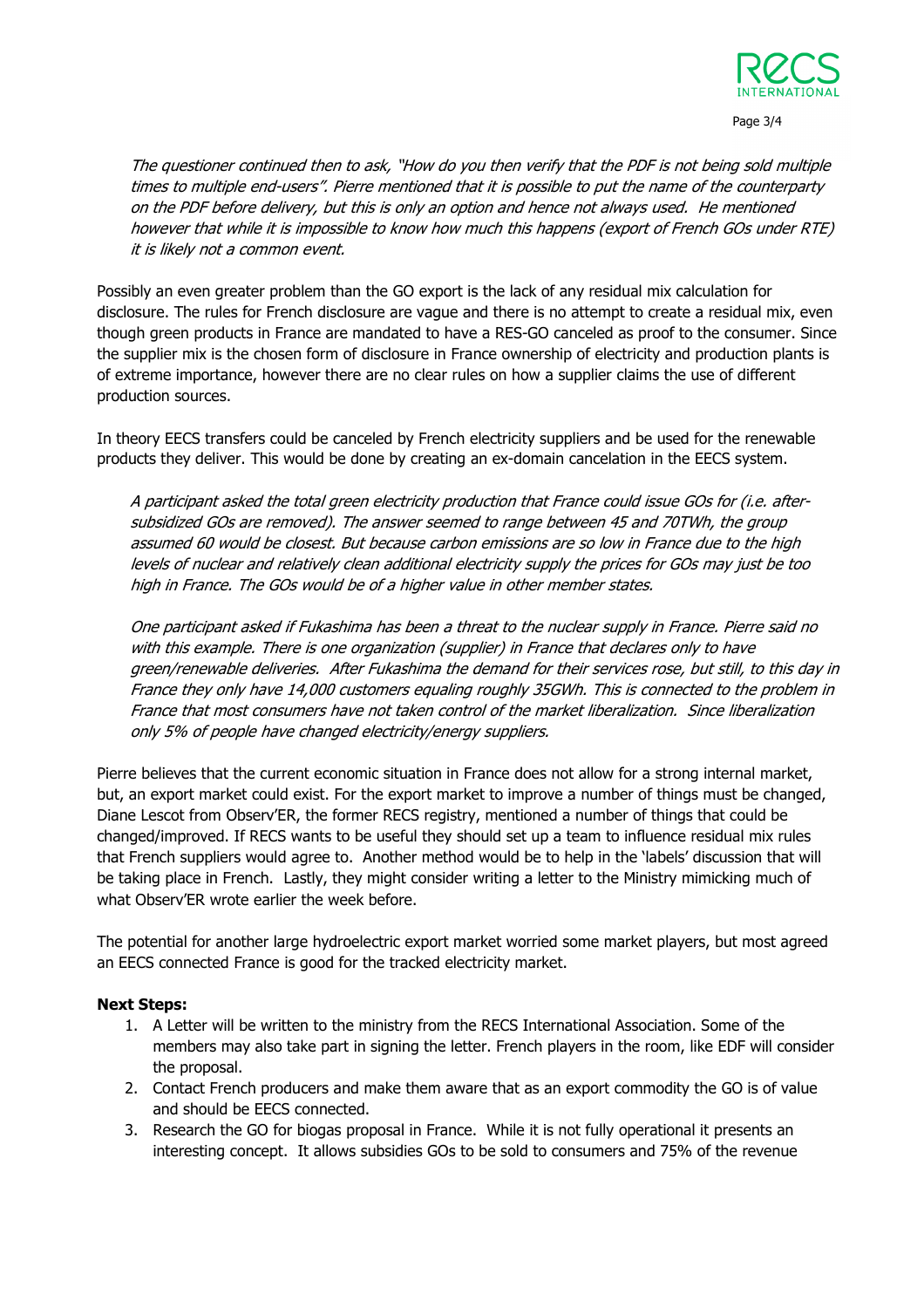*The questioner continued then to ask, "How do you then verify that the PDF is not being sold multiple times to multiple end-users". Pierre mentioned that it is possible to put the name of the counterparty on the PDF before delivery, but this is only an option and hence not always used. He mentioned however that while it is impossible to know how much this happens (export of French GOs under RTE) it is likely not a common event.*

Possibly an even greater problem than the GO export is the lack of any residual mix calculation for disclosure. The rules for French disclosure are vague and there is no attempt to create a residual mix, even though green products in France are mandated to have a RES-GO canceled as proof to the consumer. Since the supplier mix is the chosen form of disclosure in France ownership of electricity and production plants is of extreme importance, however there are no clear rules on how a supplier claims the use of different production sources.

In theory EECS transfers could be canceled by French electricity suppliers and be used for the renewable products they deliver. This would be done by creating an ex-domain cancelation in the EECS system.

*A participant asked the total green electricity production that France could issue GOs for (i.e. after-subsidized GOs are removed). The answer seemed to range between 45 and 70TWh, the group assumed 60 would be closest. But because carbon emissions are so low in France due to the high levels of nuclear and relatively clean additional electricity supply the prices for GOs may just be too high in France. The GOs would be of a higher value in other member states.*

*One participant asked if Fukashima has been a threat to the nuclear supply in France. Pierre said no with this example. There is one organization (supplier) in France that declares only to have green/renewable deliveries. After Fukashima the demand for their services rose, but still, to this day in France they only have 14,000 customers equaling roughly 35GWh. This is connected to the problem in France that most consumers have not taken control of the market liberalization. Since liberalization only 5% of people have changed electricity/energy suppliers.*

Pierre believes that the current economic situation in France does not allow for a strong internal market, but, an export market could exist. For the export market to improve a number of things must be changed, Diane Lescot from Observ'ER, the former RECS registry, mentioned a number of things that could be changed/improved. If RECS wants to be useful they should set up a team to influence residual mix rules that French suppliers would agree to. Another method would be to help in the 'labels' discussion that will be taking place in French. Lastly, they might consider writing a letter to the Ministry mimicking much of what Observ'ER wrote earlier the week before.

The potential for another large hydroelectric export market worried some market players, but most agreed an EECS connected France is good for the tracked electricity market.

**Next Steps:**

1. A Letter will be written to the ministry from the RECS International Association. Some of the members may also take part in signing the letter. French players in the room, like EDF will consider the proposal.
2. Contact French producers and make them aware that as an export commodity the GO is of value and should be EECS connected.
3. Research the GO for biogas proposal in France. While it is not fully operational it presents an interesting concept. It allows subsidies GOs to be sold to consumers and 75% of the revenue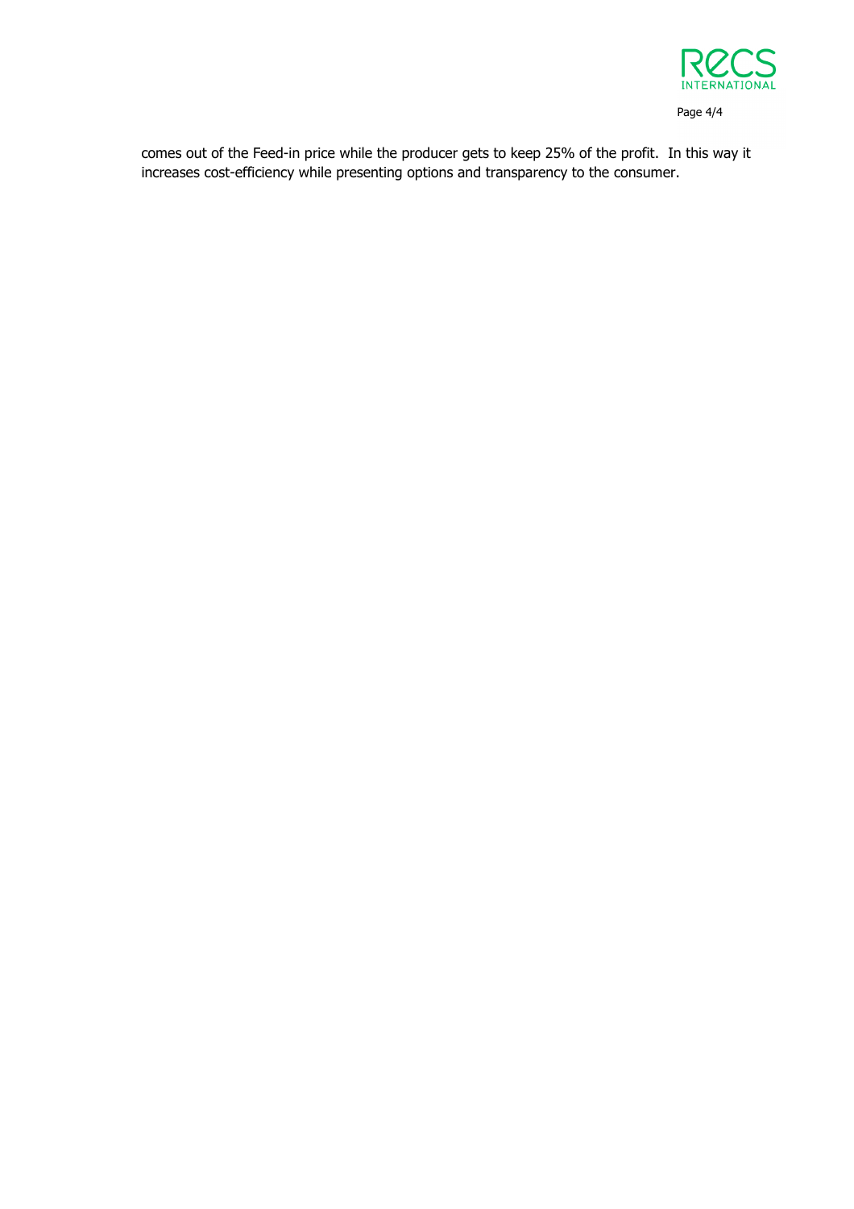comes out of the Feed-in price while the producer gets to keep 25% of the profit. In this way it increases cost-efficiency while presenting options and transparency to the consumer.